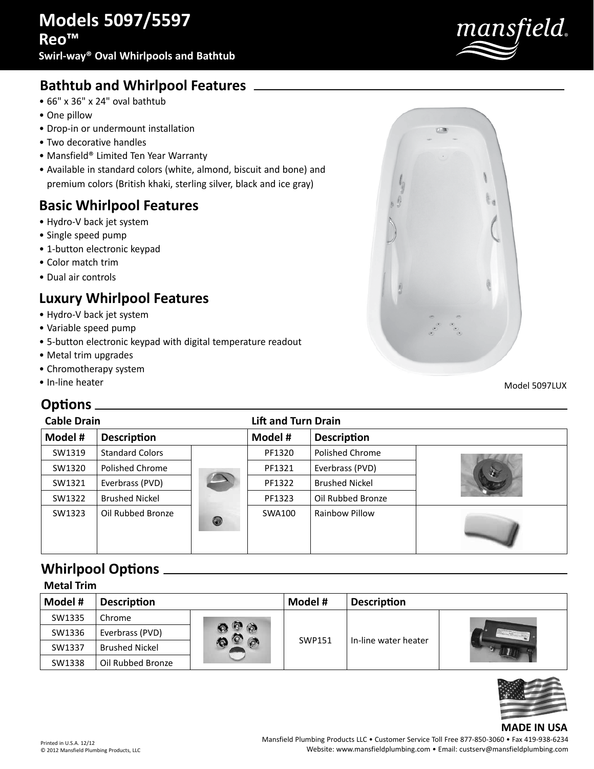# Models 5097/5597

## Reo™

**Swirl-way® Oval Whirlpools and Bathtub**

## Bathtub and Whirlpool Features

- 66" x 36" x 24" oval bathtub
- One pillow
- Drop-in or undermount installation
- Two decorative handles
- Mansfield® Limited Ten Year Warranty
- Available in standard colors (white, almond, biscuit and bone) and premium colors (British khaki, sterling silver, black and ice gray)

## Basic Whirlpool Features

- Hydro-V back jet system
- Single speed pump
- 1-button electronic keypad
- Color match trim
- Dual air controls

## Luxury Whirlpool Features

- Hydro-V back jet system
- Variable speed pump
- 5-button electronic keypad with digital temperature readout
- Metal trim upgrades
- Chromotherapy system
- In-line heater

Model 5097LUX

## Options

**Cable Drain** / **Lift and Turn Drain**

| Model # | Description | | Model # | Description | |
|---|---|---|---|---|---|
| SW1319 | Standard Colors | | PF1320 | Polished Chrome | |
| SW1320 | Polished Chrome | | PF1321 | Everbrass (PVD) | |
| SW1321 | Everbrass (PVD) | | PF1322 | Brushed Nickel | |
| SW1322 | Brushed Nickel | | PF1323 | Oil Rubbed Bronze | |
| SW1323 | Oil Rubbed Bronze | | SWA100 | Rainbow Pillow | |

## Whirlpool Options

**Metal Trim**

| Model # | Description | | Model # | Description | |
|---|---|---|---|---|---|
| SW1335 | Chrome | | SWP151 | In-line water heater | |
| SW1336 | Everbrass (PVD) | | | | |
| SW1337 | Brushed Nickel | | | | |
| SW1338 | Oil Rubbed Bronze | | | | |

**MADE IN USA**

Mansfield Plumbing Products LLC • Customer Service Toll Free 877-850-3060 • Fax 419-938-6234
Website: www.mansfieldplumbing.com • Email: custserv@mansfieldplumbing.com

Printed in U.S.A. 12/12
© 2012 Mansfield Plumbing Products, LLC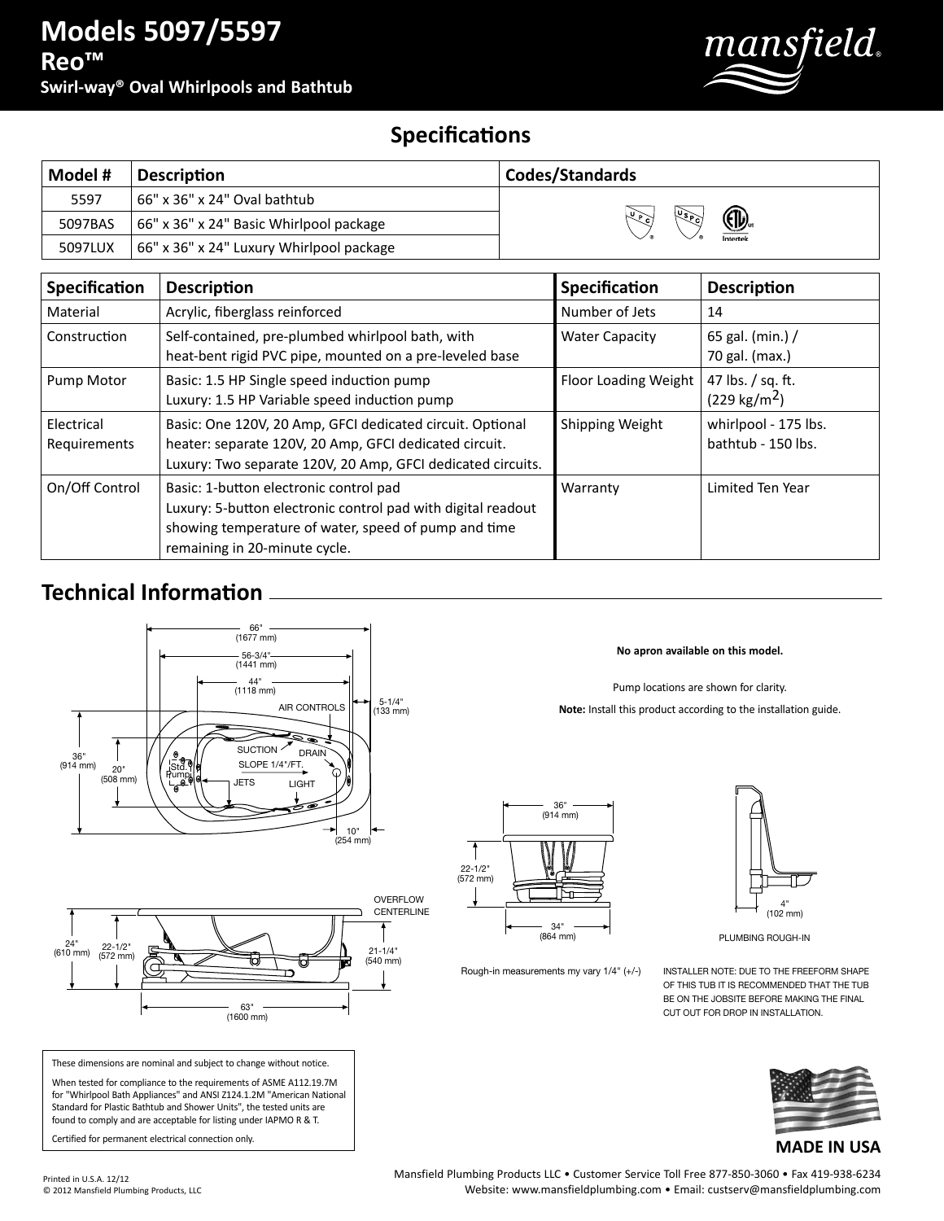# Models 5097/5597

## Reo™

### Swirl-way® Oval Whirlpools and Bathtub

## Specifications

| Model # | Description | Codes/Standards |
|---|---|---|
| 5597 | 66" x 36" x 24" Oval bathtub | |
| 5097BAS | 66" x 36" x 24" Basic Whirlpool package | |
| 5097LUX | 66" x 36" x 24" Luxury Whirlpool package | |

| Specification | Description | Specification | Description |
|---|---|---|---|
| Material | Acrylic, fiberglass reinforced | Number of Jets | 14 |
| Construction | Self-contained, pre-plumbed whirlpool bath, with heat-bent rigid PVC pipe, mounted on a pre-leveled base | Water Capacity | 65 gal. (min.) / 70 gal. (max.) |
| Pump Motor | Basic: 1.5 HP Single speed induction pump<br>Luxury: 1.5 HP Variable speed induction pump | Floor Loading Weight | 47 lbs. / sq. ft. (229 kg/$m^2$) |
| Electrical Requirements | Basic: One 120V, 20 Amp, GFCI dedicated circuit. Optional heater: separate 120V, 20 Amp, GFCI dedicated circuit.<br>Luxury: Two separate 120V, 20 Amp, GFCI dedicated circuits. | Shipping Weight | whirlpool - 175 lbs.<br>bathtub - 150 lbs. |
| On/Off Control | Basic: 1-button electronic control pad<br>Luxury: 5-button electronic control pad with digital readout showing temperature of water, speed of pump and time remaining in 20-minute cycle. | Warranty | Limited Ten Year |

## Technical Information

66" (1677 mm)
56-3/4" (1441 mm)
44" (1118 mm)
5-1/4" (133 mm)
AIR CONTROLS
36" (914 mm)
20" (508 mm)
SUCTION
DRAIN
SLOPE 1/4"/FT.
Std. Pump
JETS
LIGHT
10" (254 mm)

OVERFLOW CENTERLINE
24" (610 mm)
22-1/2" (572 mm)
21-1/4" (540 mm)
63" (1600 mm)

**No apron available on this model.**

Pump locations are shown for clarity.

**Note:** Install this product according to the installation guide.

36" (914 mm)
22-1/2" (572 mm)
34" (864 mm)

4" (102 mm)
PLUMBING ROUGH-IN

Rough-in measurements my vary 1/4" (+/-)

INSTALLER NOTE: DUE TO THE FREEFORM SHAPE OF THIS TUB IT IS RECOMMENDED THAT THE TUB BE ON THE JOBSITE BEFORE MAKING THE FINAL CUT OUT FOR DROP IN INSTALLATION.

These dimensions are nominal and subject to change without notice.

When tested for compliance to the requirements of ASME A112.19.7M for "Whirlpool Bath Appliances" and ANSI Z124.1.2M "American National Standard for Plastic Bathtub and Shower Units", the tested units are found to comply and are acceptable for listing under IAPMO R & T.

Certified for permanent electrical connection only.

**MADE IN USA**

Printed in U.S.A. 12/12
© 2012 Mansfield Plumbing Products, LLC

Mansfield Plumbing Products LLC • Customer Service Toll Free 877-850-3060 • Fax 419-938-6234
Website: www.mansfieldplumbing.com • Email: custserv@mansfieldplumbing.com